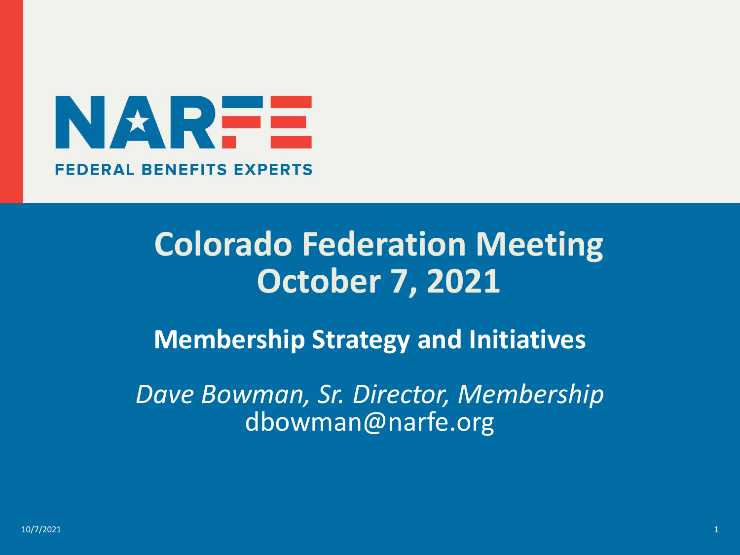NARFE

FEDERAL BENEFITS EXPERTS

# Colorado Federation Meeting
# October 7, 2021

## Membership Strategy and Initiatives

*Dave Bowman, Sr. Director, Membership*
dbowman@narfe.org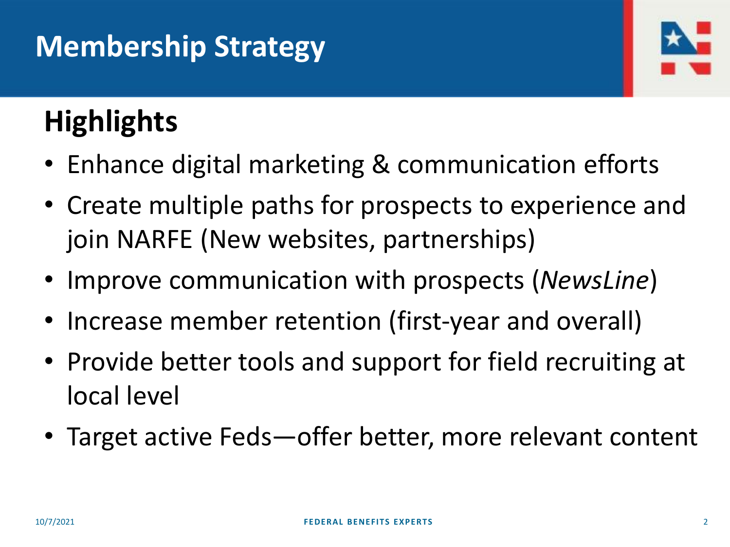# Membership Strategy

## Highlights

- Enhance digital marketing & communication efforts
- Create multiple paths for prospects to experience and join NARFE (New websites, partnerships)
- Improve communication with prospects (*NewsLine*)
- Increase member retention (first-year and overall)
- Provide better tools and support for field recruiting at local level
- Target active Feds—offer better, more relevant content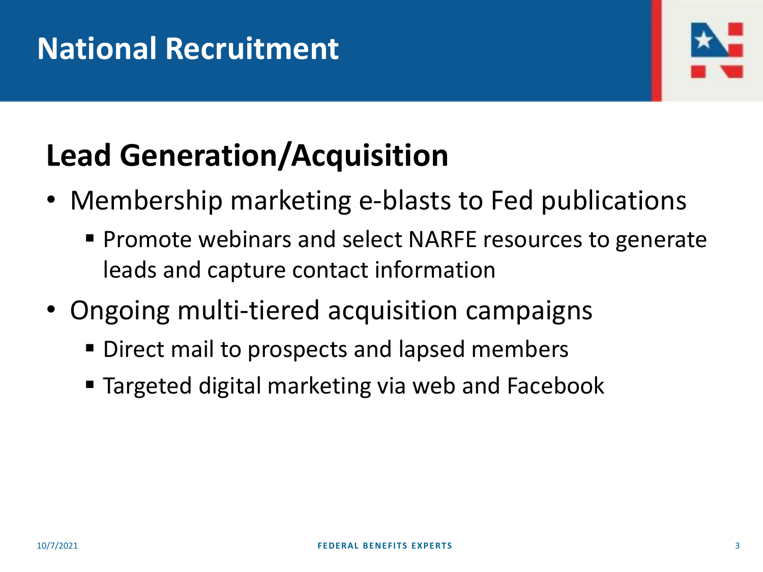# National Recruitment

## Lead Generation/Acquisition

- Membership marketing e-blasts to Fed publications
  - Promote webinars and select NARFE resources to generate leads and capture contact information
- Ongoing multi-tiered acquisition campaigns
  - Direct mail to prospects and lapsed members
  - Targeted digital marketing via web and Facebook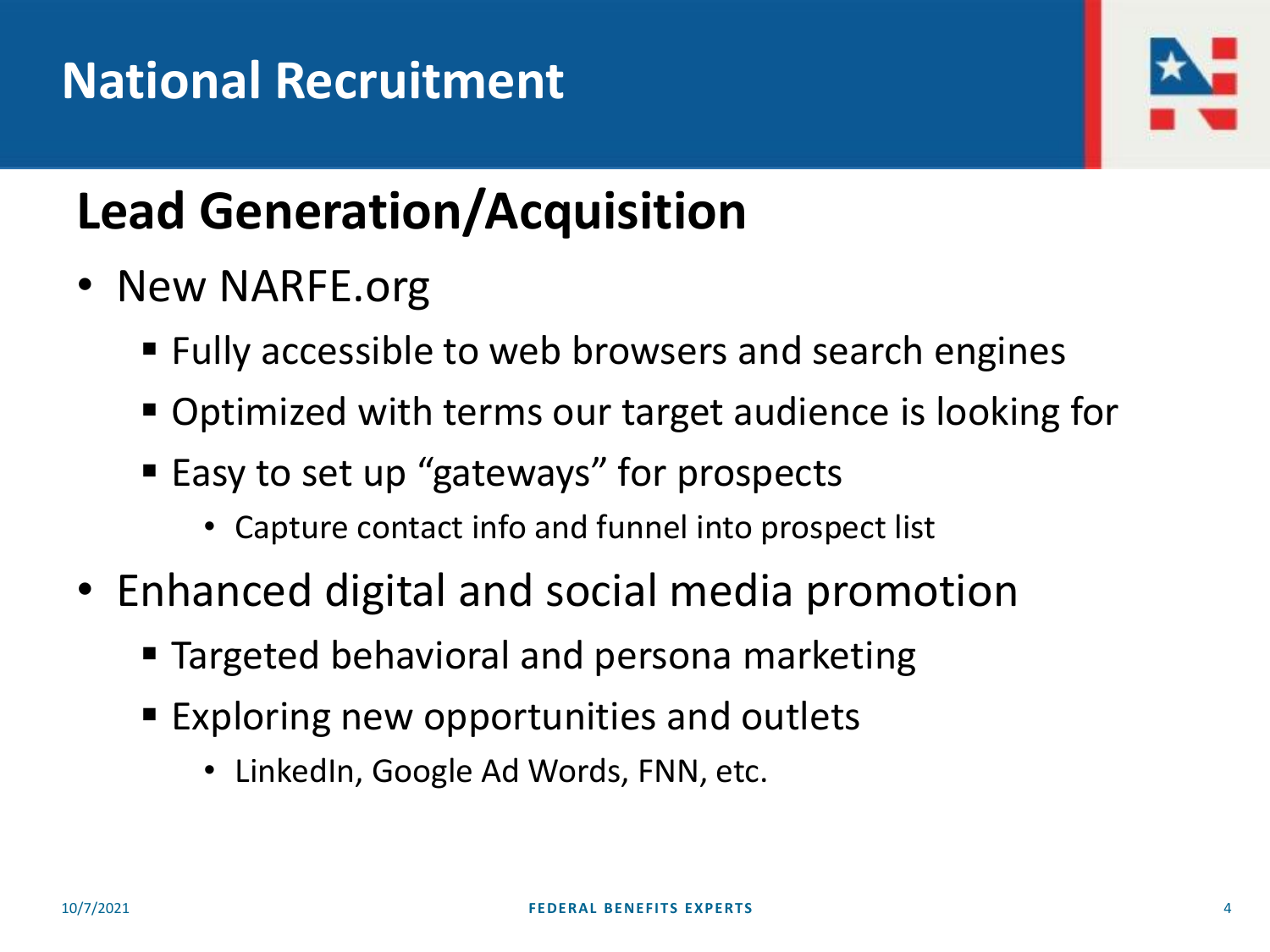# National Recruitment

## Lead Generation/Acquisition

- New NARFE.org
  - Fully accessible to web browsers and search engines
  - Optimized with terms our target audience is looking for
  - Easy to set up "gateways" for prospects
    - Capture contact info and funnel into prospect list
- Enhanced digital and social media promotion
  - Targeted behavioral and persona marketing
  - Exploring new opportunities and outlets
    - LinkedIn, Google Ad Words, FNN, etc.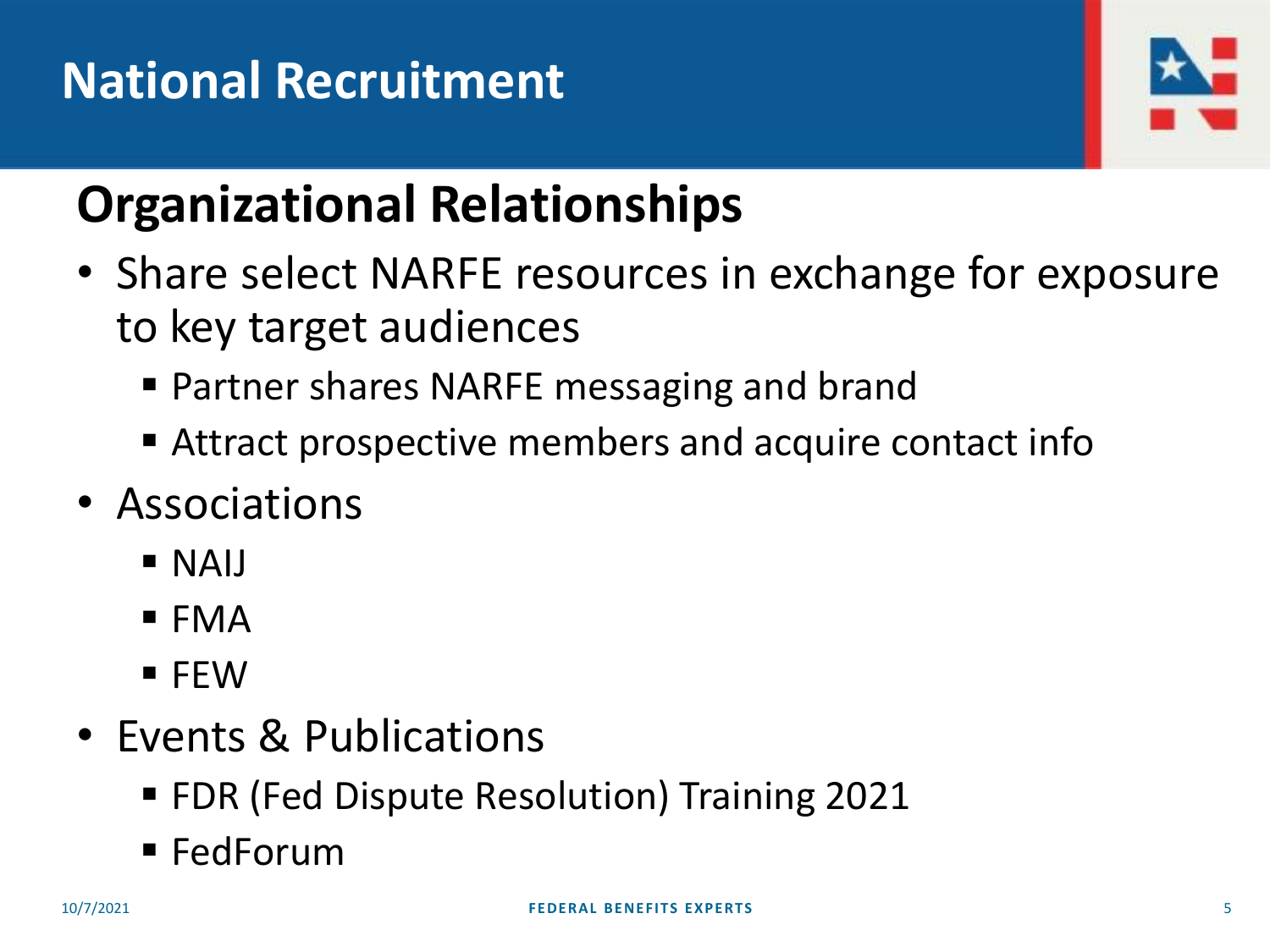# National Recruitment

## Organizational Relationships

- Share select NARFE resources in exchange for exposure to key target audiences
  - Partner shares NARFE messaging and brand
  - Attract prospective members and acquire contact info
- Associations
  - NAIJ
  - FMA
  - FEW
- Events & Publications
  - FDR (Fed Dispute Resolution) Training 2021
  - FedForum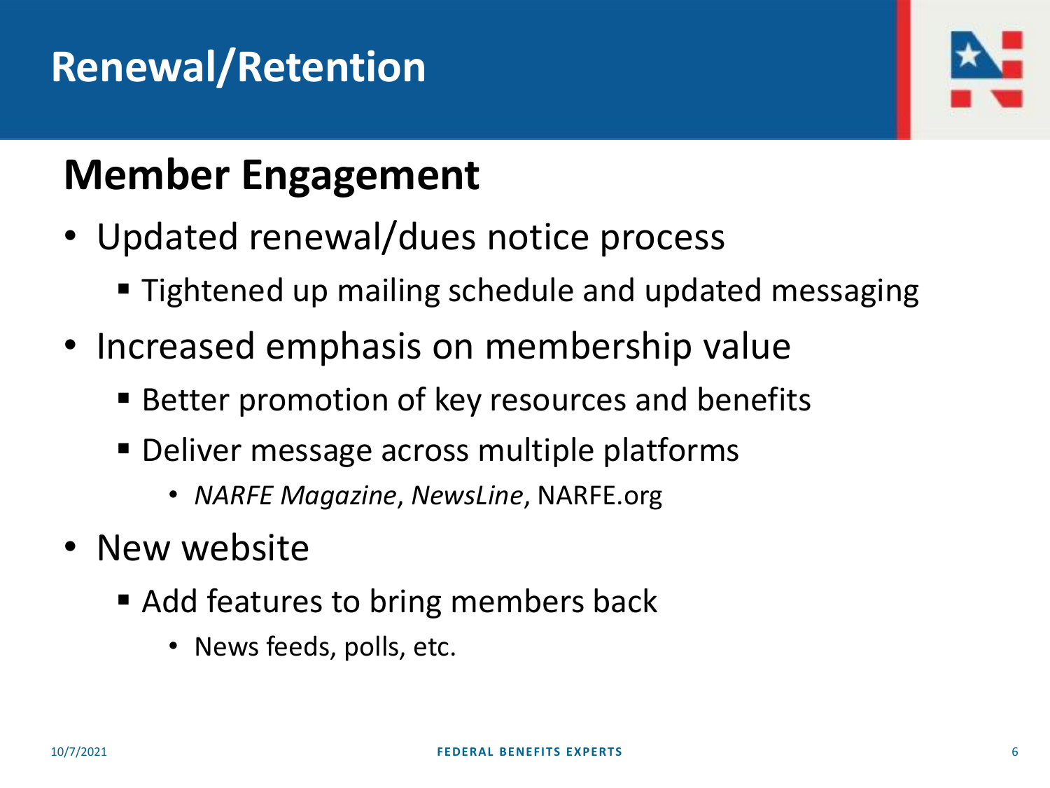# Renewal/Retention

## Member Engagement

- Updated renewal/dues notice process
  - Tightened up mailing schedule and updated messaging
- Increased emphasis on membership value
  - Better promotion of key resources and benefits
  - Deliver message across multiple platforms
    - *NARFE Magazine*, *NewsLine*, NARFE.org
- New website
  - Add features to bring members back
    - News feeds, polls, etc.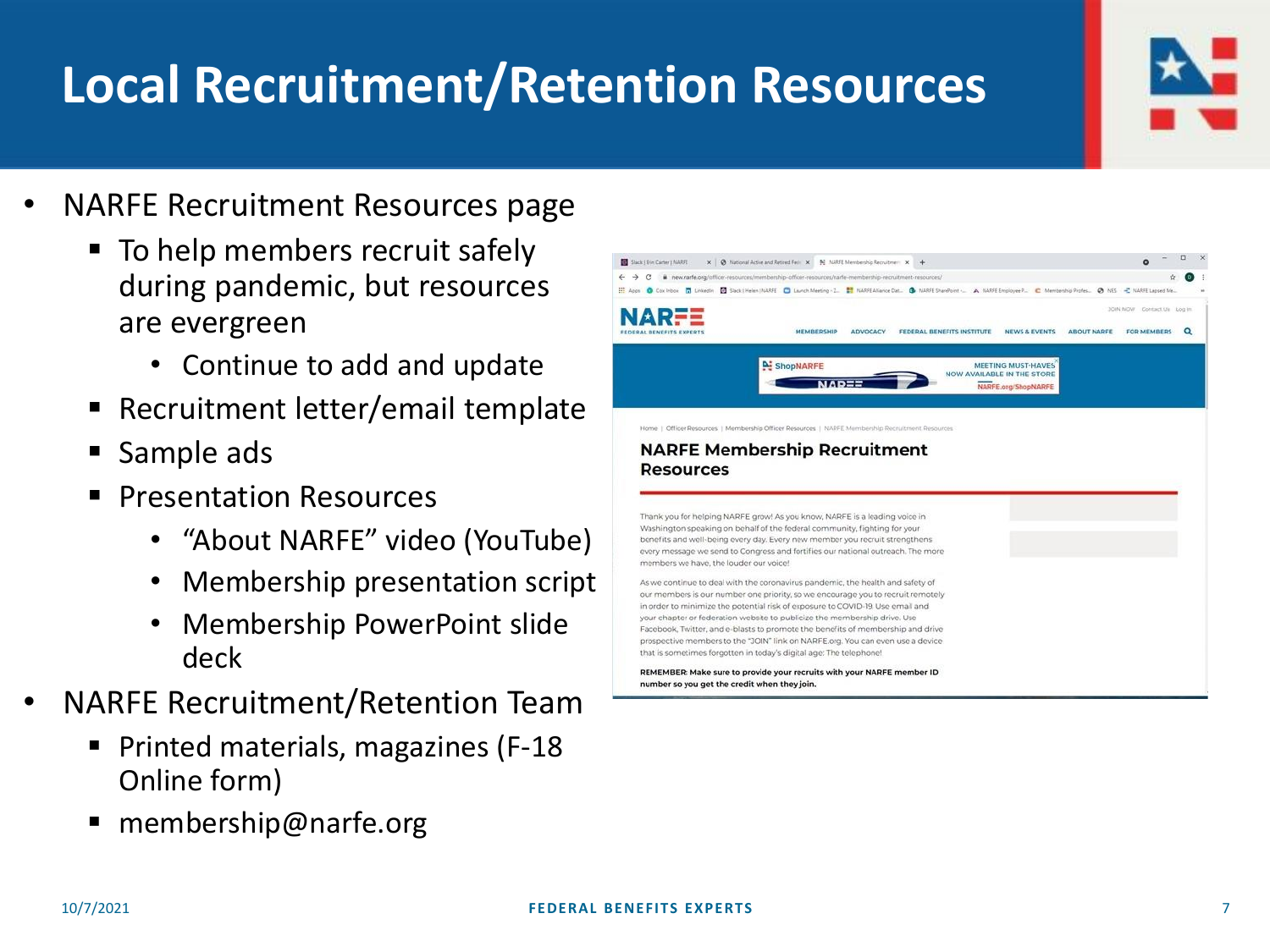# Local Recruitment/Retention Resources

- NARFE Recruitment Resources page
  - To help members recruit safely during pandemic, but resources are evergreen
    - Continue to add and update
  - Recruitment letter/email template
  - Sample ads
  - Presentation Resources
    - "About NARFE" video (YouTube)
    - Membership presentation script
    - Membership PowerPoint slide deck
- NARFE Recruitment/Retention Team
  - Printed materials, magazines (F-18 Online form)
  - membership@narfe.org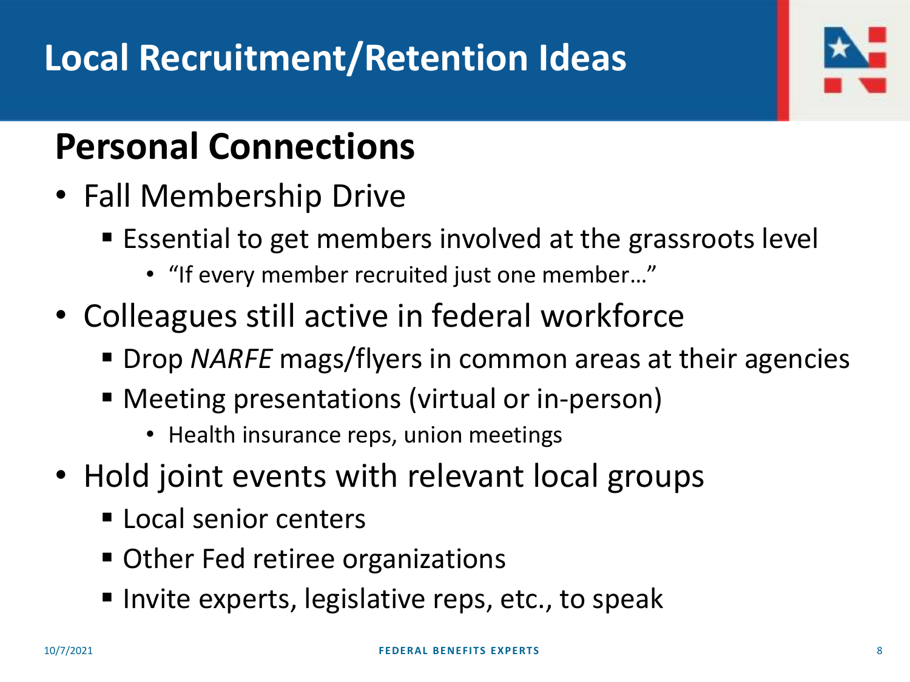# Local Recruitment/Retention Ideas

## Personal Connections

- Fall Membership Drive
  - Essential to get members involved at the grassroots level
    - "If every member recruited just one member…"
- Colleagues still active in federal workforce
  - Drop *NARFE* mags/flyers in common areas at their agencies
  - Meeting presentations (virtual or in-person)
    - Health insurance reps, union meetings
- Hold joint events with relevant local groups
  - Local senior centers
  - Other Fed retiree organizations
  - Invite experts, legislative reps, etc., to speak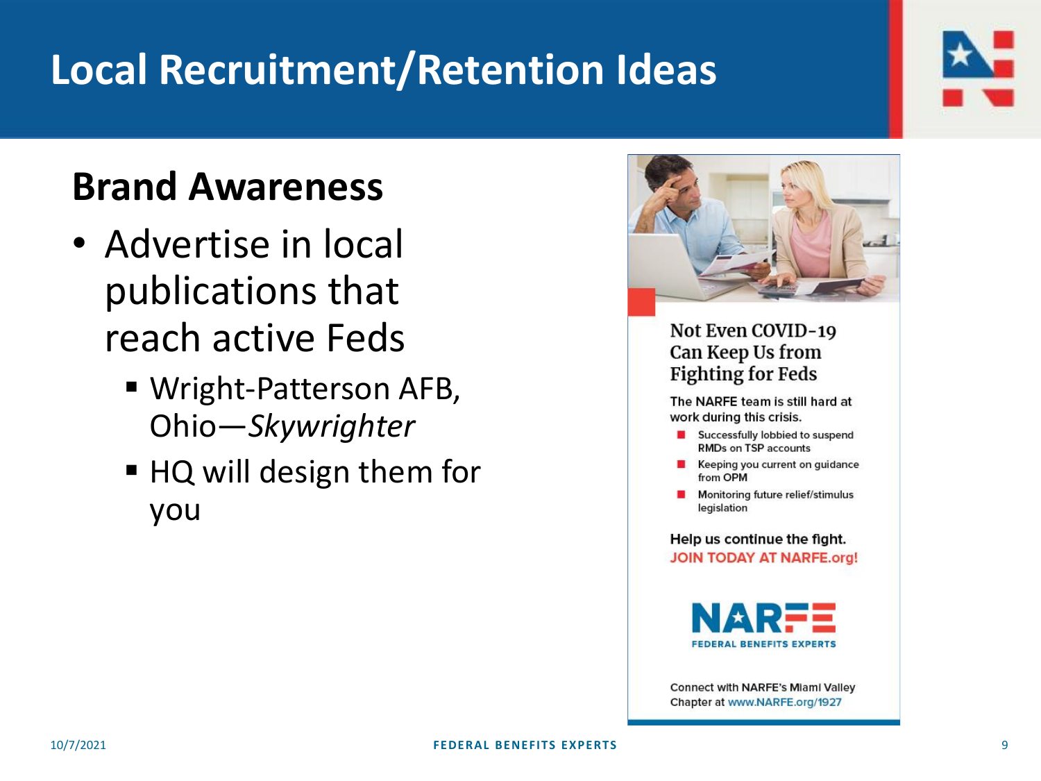# Local Recruitment/Retention Ideas

## Brand Awareness

- Advertise in local publications that reach active Feds
  - Wright-Patterson AFB, Ohio—*Skywrighter*
  - HQ will design them for you

**Not Even COVID-19 Can Keep Us from Fighting for Feds**

The NARFE team is still hard at work during this crisis.

- Successfully lobbied to suspend RMDs on TSP accounts
- Keeping you current on guidance from OPM
- Monitoring future relief/stimulus legislation

**Help us continue the fight.**
**JOIN TODAY AT NARFE.org!**

NARFE
FEDERAL BENEFITS EXPERTS

Connect with NARFE's Miami Valley Chapter at www.NARFE.org/1927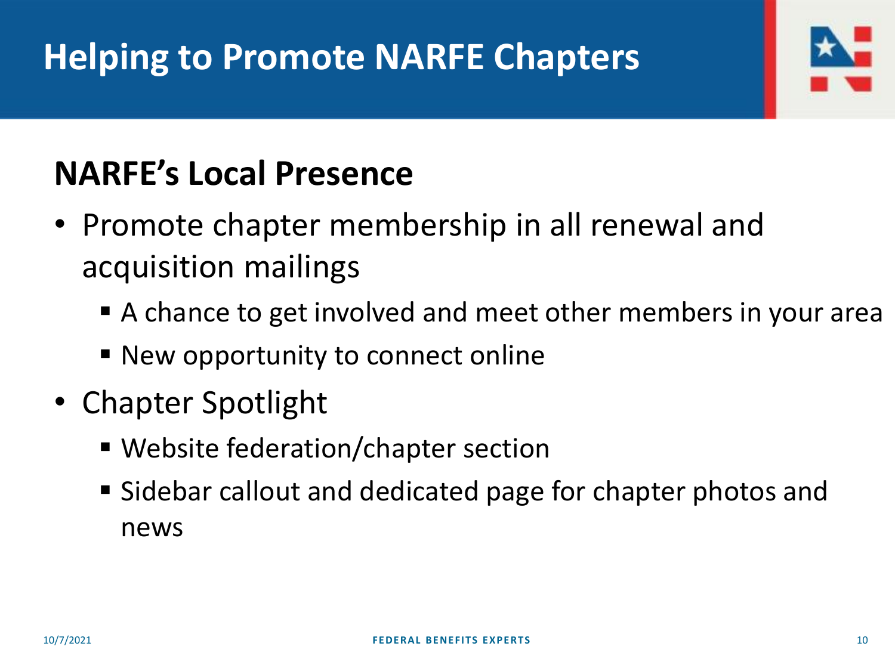# Helping to Promote NARFE Chapters

## NARFE's Local Presence

- Promote chapter membership in all renewal and acquisition mailings
  - A chance to get involved and meet other members in your area
  - New opportunity to connect online
- Chapter Spotlight
  - Website federation/chapter section
  - Sidebar callout and dedicated page for chapter photos and news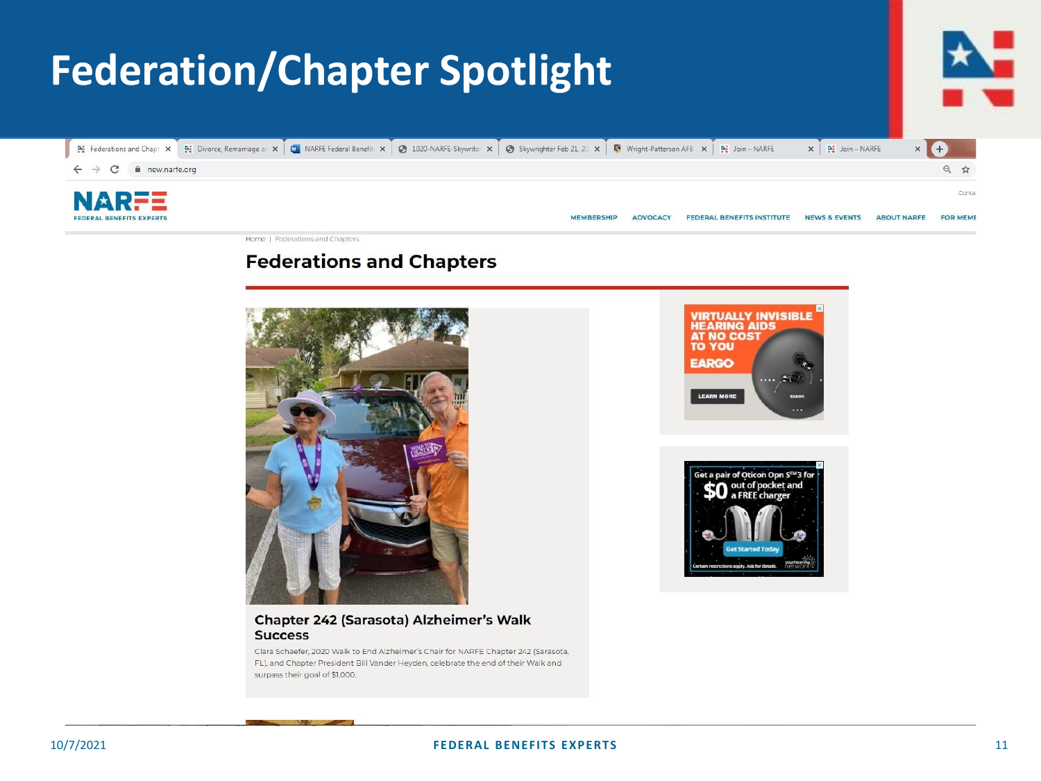# Federation/Chapter Spotlight

Home | Federations and Chapters

## Federations and Chapters

### Chapter 242 (Sarasota) Alzheimer's Walk Success

Clara Schaefer, 2020 Walk to End Alzheimer's Chair for NARFE Chapter 242 (Sarasota, FL), and Chapter President Bill Vander Heyden, celebrate the end of their Walk and surpass their goal of $1,000.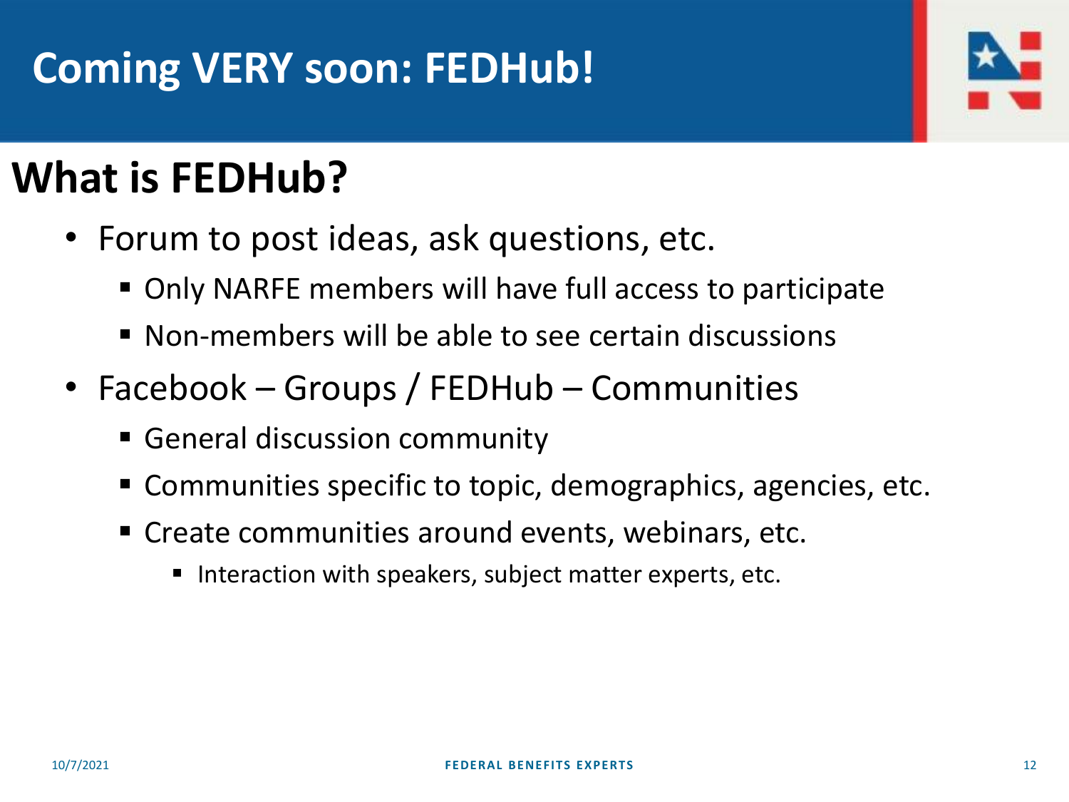# Coming VERY soon: FEDHub!

## What is FEDHub?

- Forum to post ideas, ask questions, etc.
  - Only NARFE members will have full access to participate
  - Non-members will be able to see certain discussions
- Facebook – Groups / FEDHub – Communities
  - General discussion community
  - Communities specific to topic, demographics, agencies, etc.
  - Create communities around events, webinars, etc.
    - Interaction with speakers, subject matter experts, etc.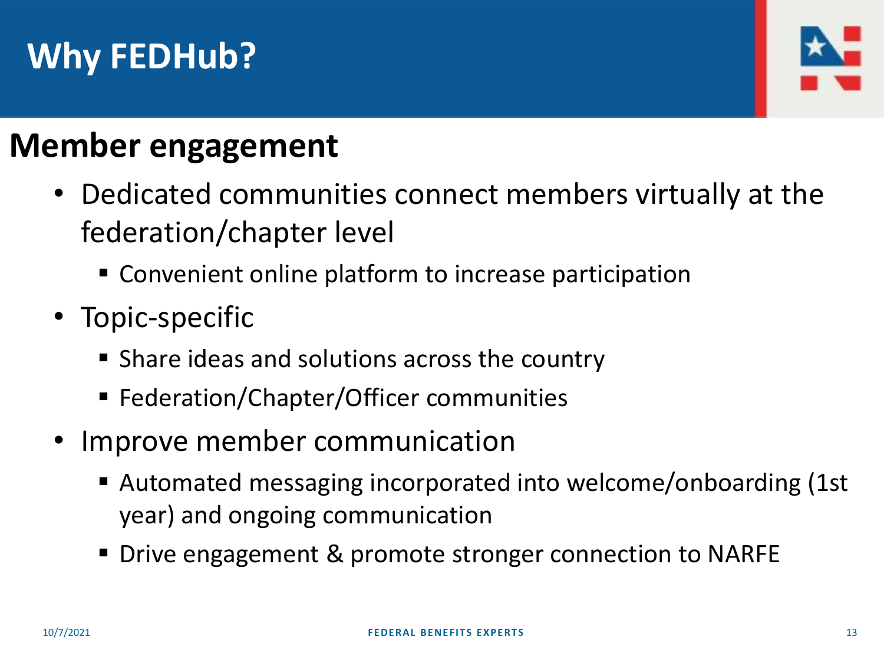# Why FEDHub?

## Member engagement

- Dedicated communities connect members virtually at the federation/chapter level
  - Convenient online platform to increase participation
- Topic-specific
  - Share ideas and solutions across the country
  - Federation/Chapter/Officer communities
- Improve member communication
  - Automated messaging incorporated into welcome/onboarding (1st year) and ongoing communication
  - Drive engagement & promote stronger connection to NARFE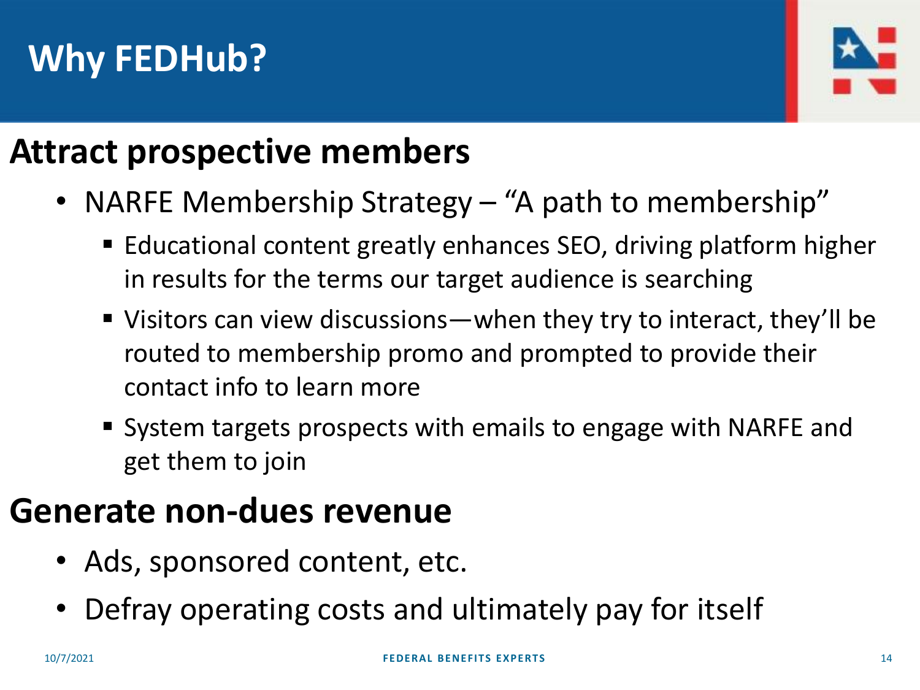# Why FEDHub?

## Attract prospective members

- NARFE Membership Strategy – “A path to membership”
  - Educational content greatly enhances SEO, driving platform higher in results for the terms our target audience is searching
  - Visitors can view discussions—when they try to interact, they’ll be routed to membership promo and prompted to provide their contact info to learn more
  - System targets prospects with emails to engage with NARFE and get them to join

## Generate non-dues revenue

- Ads, sponsored content, etc.
- Defray operating costs and ultimately pay for itself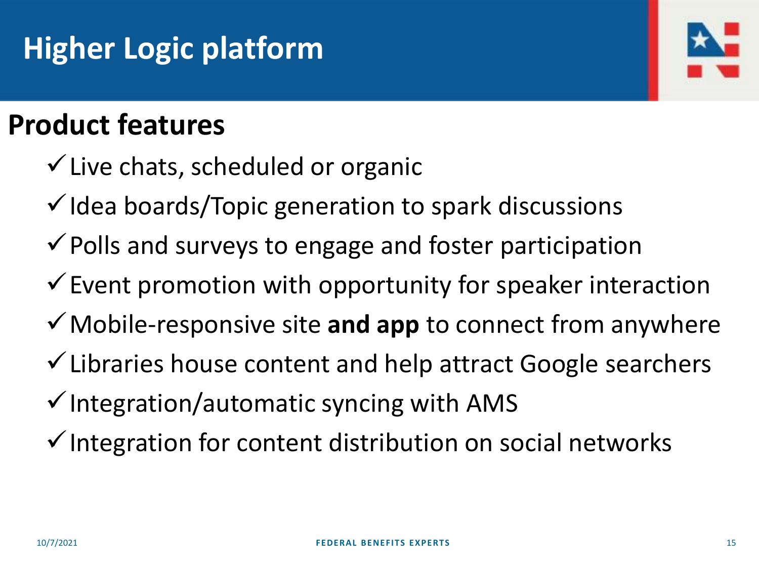# Higher Logic platform

## Product features

- ✓ Live chats, scheduled or organic
- ✓ Idea boards/Topic generation to spark discussions
- ✓ Polls and surveys to engage and foster participation
- ✓ Event promotion with opportunity for speaker interaction
- ✓ Mobile-responsive site **and app** to connect from anywhere
- ✓ Libraries house content and help attract Google searchers
- ✓ Integration/automatic syncing with AMS
- ✓ Integration for content distribution on social networks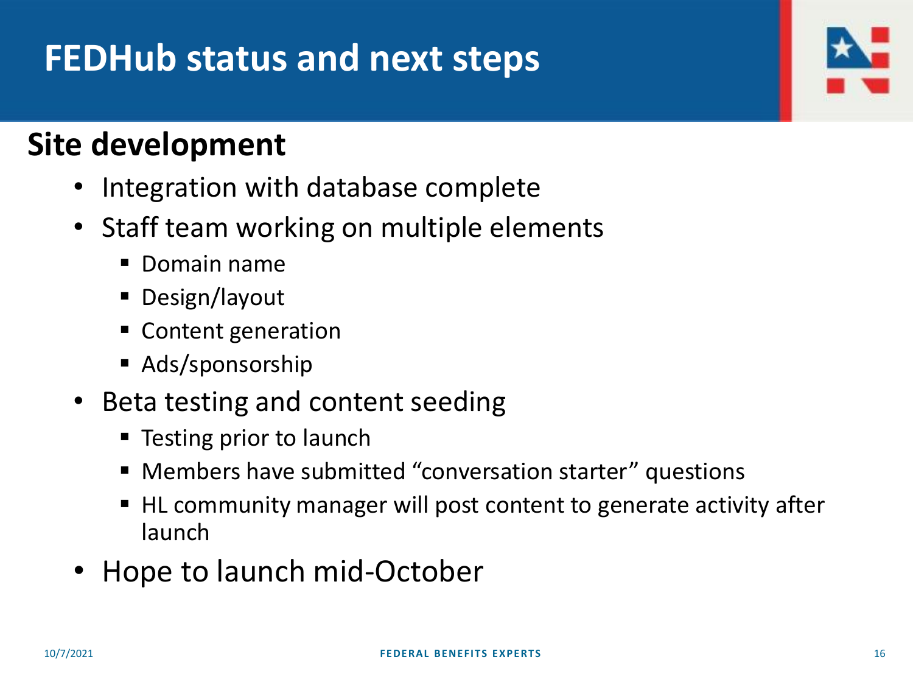# FEDHub status and next steps

## Site development

- Integration with database complete
- Staff team working on multiple elements
  - Domain name
  - Design/layout
  - Content generation
  - Ads/sponsorship
- Beta testing and content seeding
  - Testing prior to launch
  - Members have submitted "conversation starter" questions
  - HL community manager will post content to generate activity after launch
- Hope to launch mid-October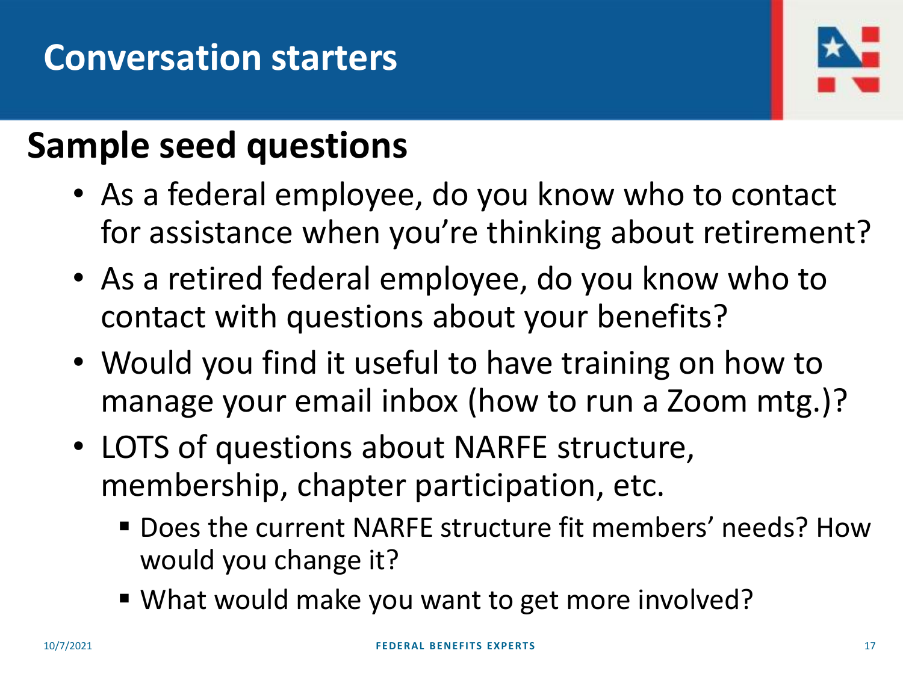# Conversation starters

## Sample seed questions

- As a federal employee, do you know who to contact for assistance when you're thinking about retirement?
- As a retired federal employee, do you know who to contact with questions about your benefits?
- Would you find it useful to have training on how to manage your email inbox (how to run a Zoom mtg.)?
- LOTS of questions about NARFE structure, membership, chapter participation, etc.
  - Does the current NARFE structure fit members' needs? How would you change it?
  - What would make you want to get more involved?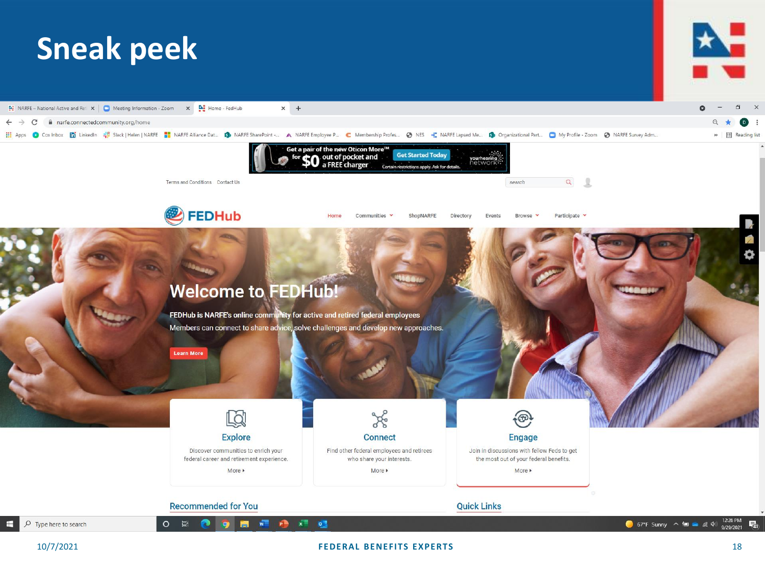# Sneak peek

Terms and Conditions Contact Us

FEDHub

Home Communities ShopNARFE Directory Events Browse Participate

## Welcome to FEDHub!

FEDHub is NARFE's online community for active and retired federal employees

Members can connect to share advice, solve challenges and develop new approaches.

Learn More

### Explore

Discover communities to enrich your federal career and retirement experience.

More

### Connect

Find other federal employees and retirees who share your interests.

More

### Engage

Join in discussions with fellow Feds to get the most out of your federal benefits.

More

Recommended for You

Quick Links

10/7/2021

FEDERAL BENEFITS EXPERTS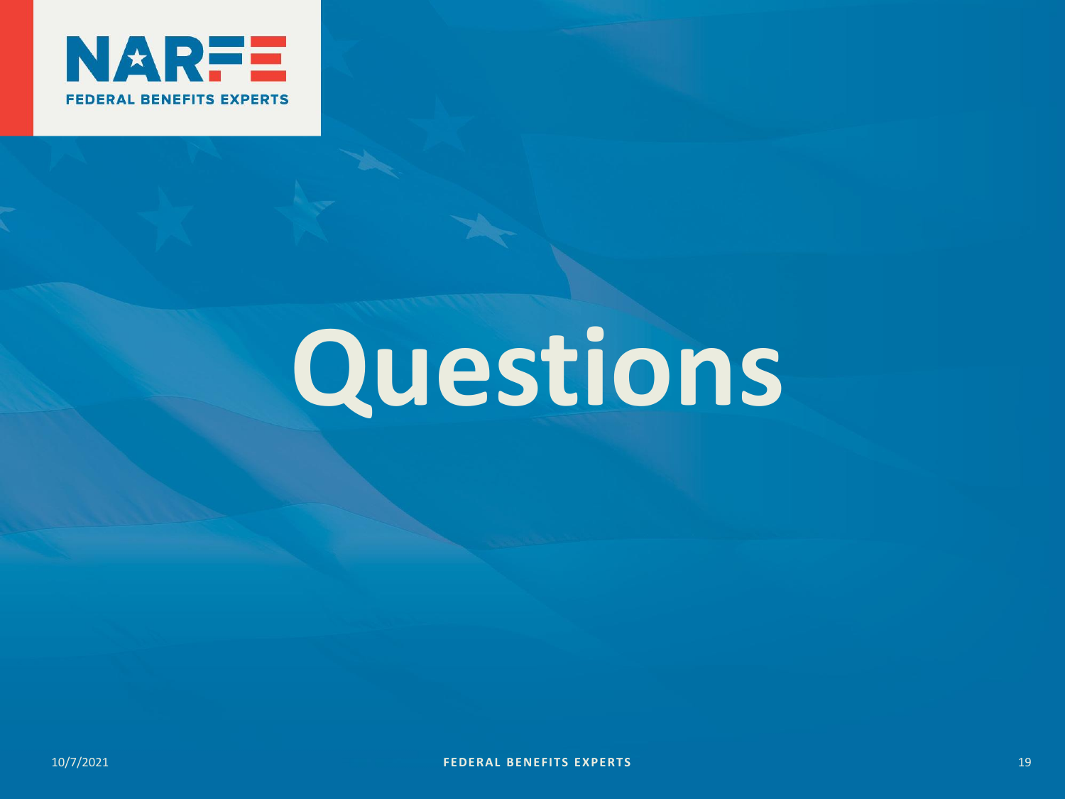# Questions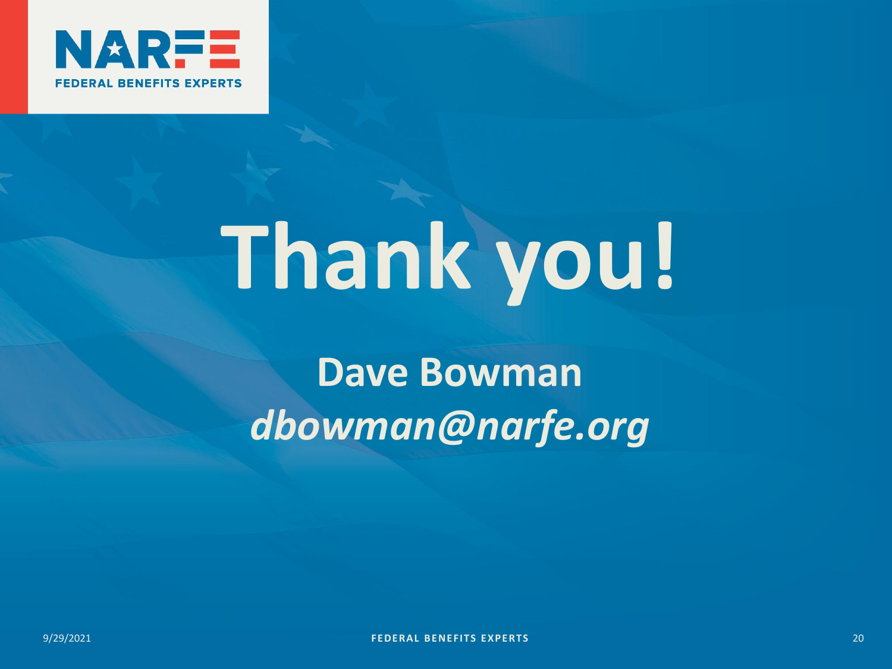NARFE

FEDERAL BENEFITS EXPERTS

# Thank you!

**Dave Bowman**

***dbowman@narfe.org***